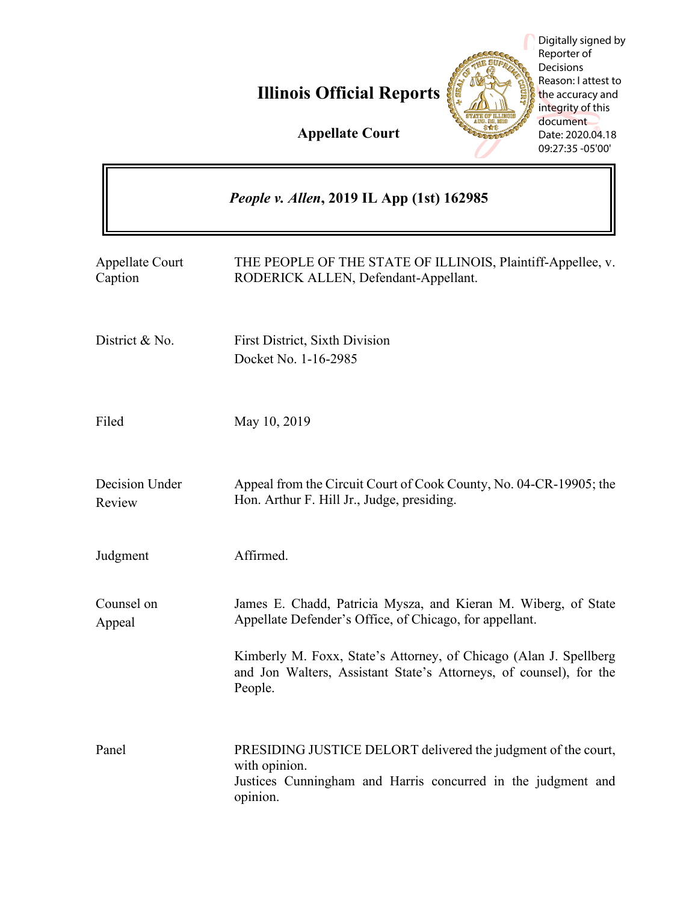# Illinois Official Reports

## Appellate Court

Digitally signed by Reporter of Decisions
Reason: I attest to the accuracy and integrity of this document
Date: 2020.04.18 09:27:35 -05'00'

***People v. Allen*, 2019 IL App (1st) 162985**

| | |
|---|---|
| Appellate Court Caption | THE PEOPLE OF THE STATE OF ILLINOIS, Plaintiff-Appellee, v. RODERICK ALLEN, Defendant-Appellant. |
| District & No. | First District, Sixth Division<br>Docket No. 1-16-2985 |
| Filed | May 10, 2019 |
| Decision Under Review | Appeal from the Circuit Court of Cook County, No. 04-CR-19905; the Hon. Arthur F. Hill Jr., Judge, presiding. |
| Judgment | Affirmed. |
| Counsel on Appeal | James E. Chadd, Patricia Mysza, and Kieran M. Wiberg, of State Appellate Defender's Office, of Chicago, for appellant.<br><br>Kimberly M. Foxx, State's Attorney, of Chicago (Alan J. Spellberg and Jon Walters, Assistant State's Attorneys, of counsel), for the People. |
| Panel | PRESIDING JUSTICE DELORT delivered the judgment of the court, with opinion.<br>Justices Cunningham and Harris concurred in the judgment and opinion. |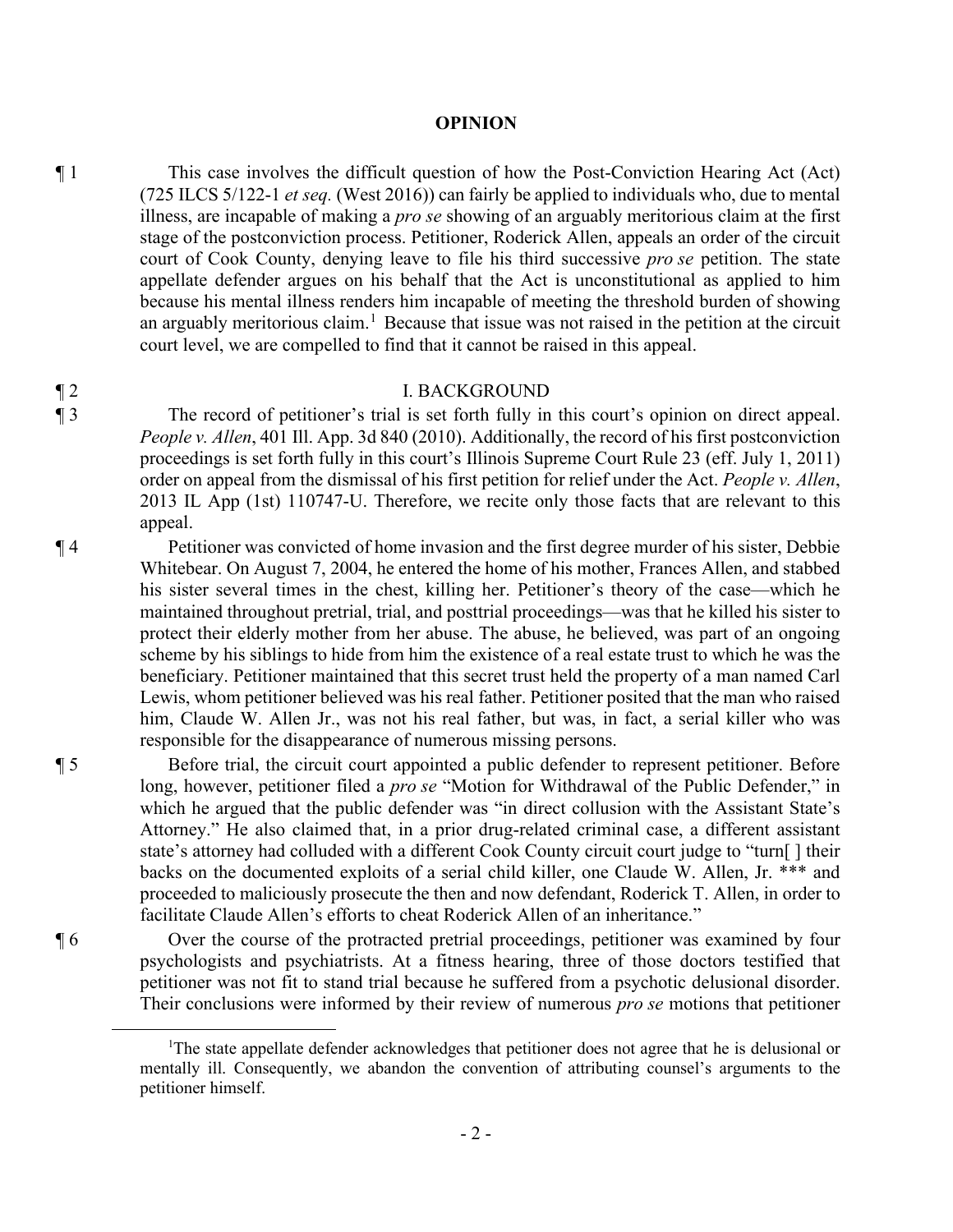## OPINION

¶ 1 This case involves the difficult question of how the Post-Conviction Hearing Act (Act) (725 ILCS 5/122-1 *et seq.* (West 2016)) can fairly be applied to individuals who, due to mental illness, are incapable of making a *pro se* showing of an arguably meritorious claim at the first stage of the postconviction process. Petitioner, Roderick Allen, appeals an order of the circuit court of Cook County, denying leave to file his third successive *pro se* petition. The state appellate defender argues on his behalf that the Act is unconstitutional as applied to him because his mental illness renders him incapable of meeting the threshold burden of showing an arguably meritorious claim.[1] Because that issue was not raised in the petition at the circuit court level, we are compelled to find that it cannot be raised in this appeal.

¶ 2 I. BACKGROUND

¶ 3 The record of petitioner's trial is set forth fully in this court's opinion on direct appeal. *People v. Allen*, 401 Ill. App. 3d 840 (2010). Additionally, the record of his first postconviction proceedings is set forth fully in this court's Illinois Supreme Court Rule 23 (eff. July 1, 2011) order on appeal from the dismissal of his first petition for relief under the Act. *People v. Allen*, 2013 IL App (1st) 110747-U. Therefore, we recite only those facts that are relevant to this appeal.

¶ 4 Petitioner was convicted of home invasion and the first degree murder of his sister, Debbie Whitebear. On August 7, 2004, he entered the home of his mother, Frances Allen, and stabbed his sister several times in the chest, killing her. Petitioner's theory of the case—which he maintained throughout pretrial, trial, and posttrial proceedings—was that he killed his sister to protect their elderly mother from her abuse. The abuse, he believed, was part of an ongoing scheme by his siblings to hide from him the existence of a real estate trust to which he was the beneficiary. Petitioner maintained that this secret trust held the property of a man named Carl Lewis, whom petitioner believed was his real father. Petitioner posited that the man who raised him, Claude W. Allen Jr., was not his real father, but was, in fact, a serial killer who was responsible for the disappearance of numerous missing persons.

¶ 5 Before trial, the circuit court appointed a public defender to represent petitioner. Before long, however, petitioner filed a *pro se* "Motion for Withdrawal of the Public Defender," in which he argued that the public defender was "in direct collusion with the Assistant State's Attorney." He also claimed that, in a prior drug-related criminal case, a different assistant state's attorney had colluded with a different Cook County circuit court judge to "turn[ ] their backs on the documented exploits of a serial child killer, one Claude W. Allen, Jr. *** and proceeded to maliciously prosecute the then and now defendant, Roderick T. Allen, in order to facilitate Claude Allen's efforts to cheat Roderick Allen of an inheritance."

¶ 6 Over the course of the protracted pretrial proceedings, petitioner was examined by four psychologists and psychiatrists. At a fitness hearing, three of those doctors testified that petitioner was not fit to stand trial because he suffered from a psychotic delusional disorder. Their conclusions were informed by their review of numerous *pro se* motions that petitioner

[1]The state appellate defender acknowledges that petitioner does not agree that he is delusional or mentally ill. Consequently, we abandon the convention of attributing counsel's arguments to the petitioner himself.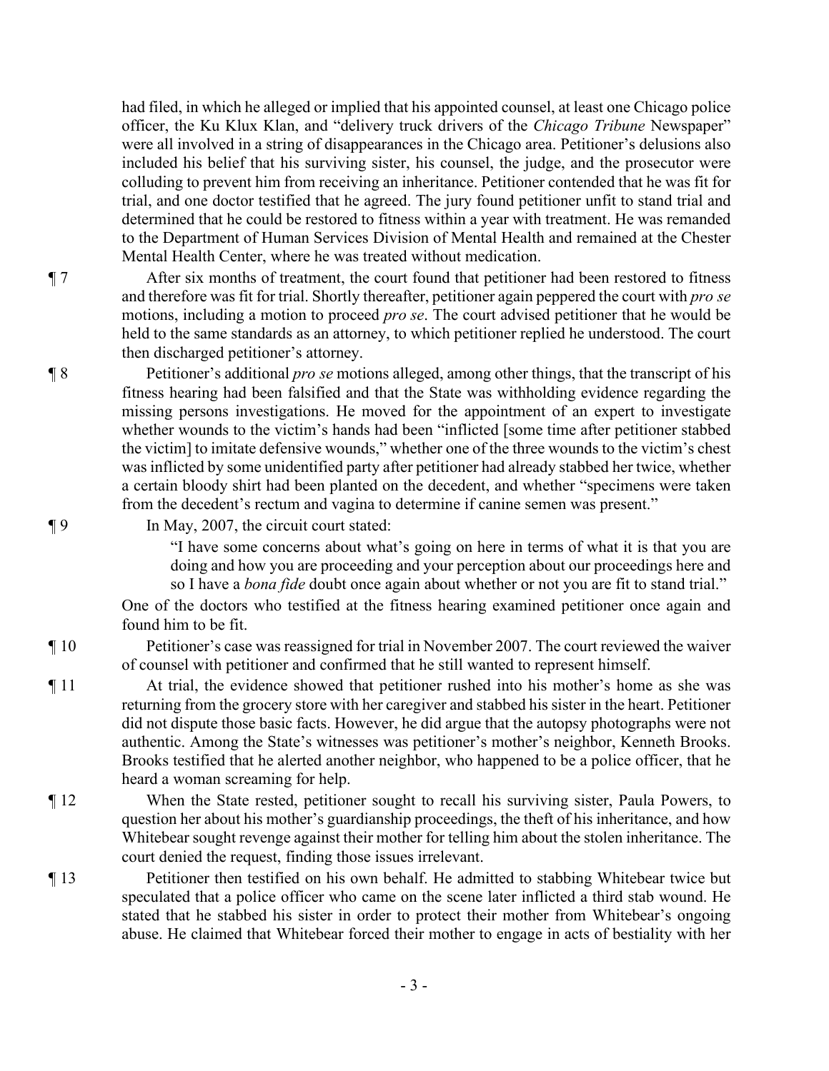had filed, in which he alleged or implied that his appointed counsel, at least one Chicago police officer, the Ku Klux Klan, and "delivery truck drivers of the *Chicago Tribune* Newspaper" were all involved in a string of disappearances in the Chicago area. Petitioner's delusions also included his belief that his surviving sister, his counsel, the judge, and the prosecutor were colluding to prevent him from receiving an inheritance. Petitioner contended that he was fit for trial, and one doctor testified that he agreed. The jury found petitioner unfit to stand trial and determined that he could be restored to fitness within a year with treatment. He was remanded to the Department of Human Services Division of Mental Health and remained at the Chester Mental Health Center, where he was treated without medication.

¶ 7 After six months of treatment, the court found that petitioner had been restored to fitness and therefore was fit for trial. Shortly thereafter, petitioner again peppered the court with *pro se* motions, including a motion to proceed *pro se*. The court advised petitioner that he would be held to the same standards as an attorney, to which petitioner replied he understood. The court then discharged petitioner's attorney.

¶ 8 Petitioner's additional *pro se* motions alleged, among other things, that the transcript of his fitness hearing had been falsified and that the State was withholding evidence regarding the missing persons investigations. He moved for the appointment of an expert to investigate whether wounds to the victim's hands had been "inflicted [some time after petitioner stabbed the victim] to imitate defensive wounds," whether one of the three wounds to the victim's chest was inflicted by some unidentified party after petitioner had already stabbed her twice, whether a certain bloody shirt had been planted on the decedent, and whether "specimens were taken from the decedent's rectum and vagina to determine if canine semen was present."

¶ 9 In May, 2007, the circuit court stated:

> "I have some concerns about what's going on here in terms of what it is that you are doing and how you are proceeding and your perception about our proceedings here and so I have a *bona fide* doubt once again about whether or not you are fit to stand trial."

One of the doctors who testified at the fitness hearing examined petitioner once again and found him to be fit.

¶ 10 Petitioner's case was reassigned for trial in November 2007. The court reviewed the waiver of counsel with petitioner and confirmed that he still wanted to represent himself.

¶ 11 At trial, the evidence showed that petitioner rushed into his mother's home as she was returning from the grocery store with her caregiver and stabbed his sister in the heart. Petitioner did not dispute those basic facts. However, he did argue that the autopsy photographs were not authentic. Among the State's witnesses was petitioner's mother's neighbor, Kenneth Brooks. Brooks testified that he alerted another neighbor, who happened to be a police officer, that he heard a woman screaming for help.

¶ 12 When the State rested, petitioner sought to recall his surviving sister, Paula Powers, to question her about his mother's guardianship proceedings, the theft of his inheritance, and how Whitebear sought revenge against their mother for telling him about the stolen inheritance. The court denied the request, finding those issues irrelevant.

¶ 13 Petitioner then testified on his own behalf. He admitted to stabbing Whitebear twice but speculated that a police officer who came on the scene later inflicted a third stab wound. He stated that he stabbed his sister in order to protect their mother from Whitebear's ongoing abuse. He claimed that Whitebear forced their mother to engage in acts of bestiality with her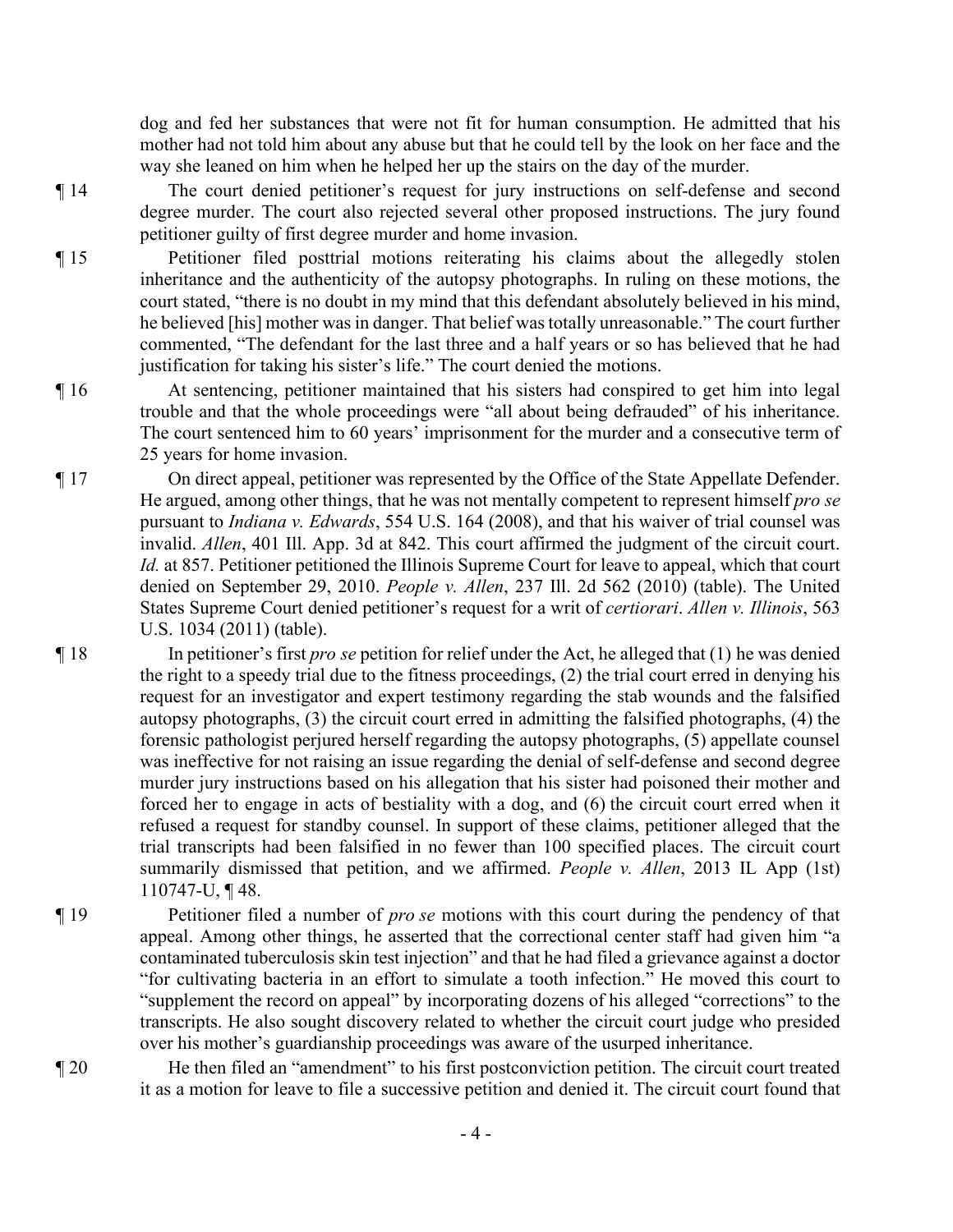dog and fed her substances that were not fit for human consumption. He admitted that his mother had not told him about any abuse but that he could tell by the look on her face and the way she leaned on him when he helped her up the stairs on the day of the murder.

¶ 14 The court denied petitioner's request for jury instructions on self-defense and second degree murder. The court also rejected several other proposed instructions. The jury found petitioner guilty of first degree murder and home invasion.

¶ 15 Petitioner filed posttrial motions reiterating his claims about the allegedly stolen inheritance and the authenticity of the autopsy photographs. In ruling on these motions, the court stated, "there is no doubt in my mind that this defendant absolutely believed in his mind, he believed [his] mother was in danger. That belief was totally unreasonable." The court further commented, "The defendant for the last three and a half years or so has believed that he had justification for taking his sister's life." The court denied the motions.

¶ 16 At sentencing, petitioner maintained that his sisters had conspired to get him into legal trouble and that the whole proceedings were "all about being defrauded" of his inheritance. The court sentenced him to 60 years' imprisonment for the murder and a consecutive term of 25 years for home invasion.

¶ 17 On direct appeal, petitioner was represented by the Office of the State Appellate Defender. He argued, among other things, that he was not mentally competent to represent himself *pro se* pursuant to *Indiana v. Edwards*, 554 U.S. 164 (2008), and that his waiver of trial counsel was invalid. *Allen*, 401 Ill. App. 3d at 842. This court affirmed the judgment of the circuit court. *Id.* at 857. Petitioner petitioned the Illinois Supreme Court for leave to appeal, which that court denied on September 29, 2010. *People v. Allen*, 237 Ill. 2d 562 (2010) (table). The United States Supreme Court denied petitioner's request for a writ of *certiorari*. *Allen v. Illinois*, 563 U.S. 1034 (2011) (table).

¶ 18 In petitioner's first *pro se* petition for relief under the Act, he alleged that (1) he was denied the right to a speedy trial due to the fitness proceedings, (2) the trial court erred in denying his request for an investigator and expert testimony regarding the stab wounds and the falsified autopsy photographs, (3) the circuit court erred in admitting the falsified photographs, (4) the forensic pathologist perjured herself regarding the autopsy photographs, (5) appellate counsel was ineffective for not raising an issue regarding the denial of self-defense and second degree murder jury instructions based on his allegation that his sister had poisoned their mother and forced her to engage in acts of bestiality with a dog, and (6) the circuit court erred when it refused a request for standby counsel. In support of these claims, petitioner alleged that the trial transcripts had been falsified in no fewer than 100 specified places. The circuit court summarily dismissed that petition, and we affirmed. *People v. Allen*, 2013 IL App (1st) 110747-U, ¶ 48.

¶ 19 Petitioner filed a number of *pro se* motions with this court during the pendency of that appeal. Among other things, he asserted that the correctional center staff had given him "a contaminated tuberculosis skin test injection" and that he had filed a grievance against a doctor "for cultivating bacteria in an effort to simulate a tooth infection." He moved this court to "supplement the record on appeal" by incorporating dozens of his alleged "corrections" to the transcripts. He also sought discovery related to whether the circuit court judge who presided over his mother's guardianship proceedings was aware of the usurped inheritance.

¶ 20 He then filed an "amendment" to his first postconviction petition. The circuit court treated it as a motion for leave to file a successive petition and denied it. The circuit court found that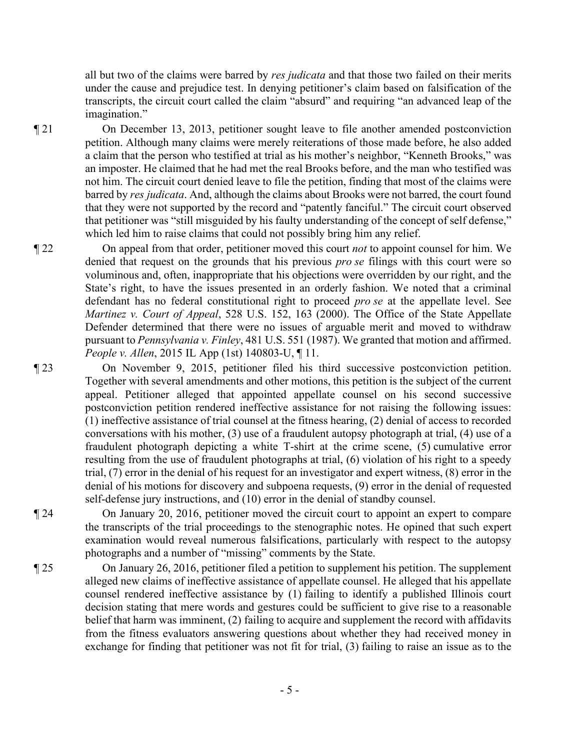all but two of the claims were barred by *res judicata* and that those two failed on their merits under the cause and prejudice test. In denying petitioner's claim based on falsification of the transcripts, the circuit court called the claim "absurd" and requiring "an advanced leap of the imagination."

¶ 21 On December 13, 2013, petitioner sought leave to file another amended postconviction petition. Although many claims were merely reiterations of those made before, he also added a claim that the person who testified at trial as his mother's neighbor, "Kenneth Brooks," was an imposter. He claimed that he had met the real Brooks before, and the man who testified was not him. The circuit court denied leave to file the petition, finding that most of the claims were barred by *res judicata*. And, although the claims about Brooks were not barred, the court found that they were not supported by the record and "patently fanciful." The circuit court observed that petitioner was "still misguided by his faulty understanding of the concept of self defense," which led him to raise claims that could not possibly bring him any relief.

¶ 22 On appeal from that order, petitioner moved this court *not* to appoint counsel for him. We denied that request on the grounds that his previous *pro se* filings with this court were so voluminous and, often, inappropriate that his objections were overridden by our right, and the State's right, to have the issues presented in an orderly fashion. We noted that a criminal defendant has no federal constitutional right to proceed *pro se* at the appellate level. See *Martinez v. Court of Appeal*, 528 U.S. 152, 163 (2000). The Office of the State Appellate Defender determined that there were no issues of arguable merit and moved to withdraw pursuant to *Pennsylvania v. Finley*, 481 U.S. 551 (1987). We granted that motion and affirmed. *People v. Allen*, 2015 IL App (1st) 140803-U, ¶ 11.

¶ 23 On November 9, 2015, petitioner filed his third successive postconviction petition. Together with several amendments and other motions, this petition is the subject of the current appeal. Petitioner alleged that appointed appellate counsel on his second successive postconviction petition rendered ineffective assistance for not raising the following issues: (1) ineffective assistance of trial counsel at the fitness hearing, (2) denial of access to recorded conversations with his mother, (3) use of a fraudulent autopsy photograph at trial, (4) use of a fraudulent photograph depicting a white T-shirt at the crime scene, (5) cumulative error resulting from the use of fraudulent photographs at trial, (6) violation of his right to a speedy trial, (7) error in the denial of his request for an investigator and expert witness, (8) error in the denial of his motions for discovery and subpoena requests, (9) error in the denial of requested self-defense jury instructions, and (10) error in the denial of standby counsel.

¶ 24 On January 20, 2016, petitioner moved the circuit court to appoint an expert to compare the transcripts of the trial proceedings to the stenographic notes. He opined that such expert examination would reveal numerous falsifications, particularly with respect to the autopsy photographs and a number of "missing" comments by the State.

¶ 25 On January 26, 2016, petitioner filed a petition to supplement his petition. The supplement alleged new claims of ineffective assistance of appellate counsel. He alleged that his appellate counsel rendered ineffective assistance by (1) failing to identify a published Illinois court decision stating that mere words and gestures could be sufficient to give rise to a reasonable belief that harm was imminent, (2) failing to acquire and supplement the record with affidavits from the fitness evaluators answering questions about whether they had received money in exchange for finding that petitioner was not fit for trial, (3) failing to raise an issue as to the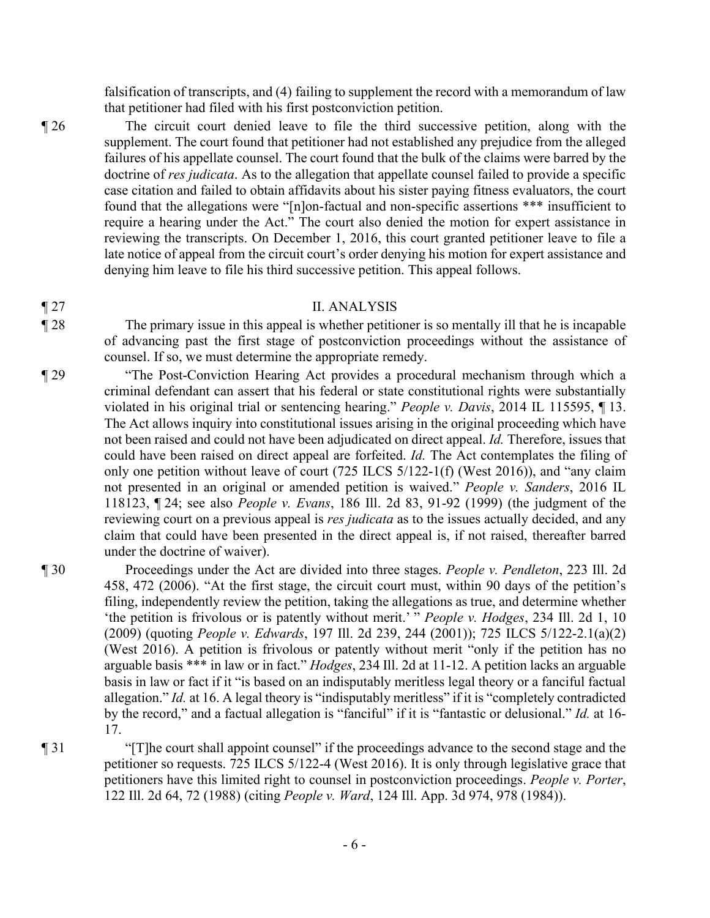falsification of transcripts, and (4) failing to supplement the record with a memorandum of law that petitioner had filed with his first postconviction petition.

¶ 26 The circuit court denied leave to file the third successive petition, along with the supplement. The court found that petitioner had not established any prejudice from the alleged failures of his appellate counsel. The court found that the bulk of the claims were barred by the doctrine of *res judicata*. As to the allegation that appellate counsel failed to provide a specific case citation and failed to obtain affidavits about his sister paying fitness evaluators, the court found that the allegations were "[n]on-factual and non-specific assertions *** insufficient to require a hearing under the Act." The court also denied the motion for expert assistance in reviewing the transcripts. On December 1, 2016, this court granted petitioner leave to file a late notice of appeal from the circuit court's order denying his motion for expert assistance and denying him leave to file his third successive petition. This appeal follows.

¶ 27 II. ANALYSIS

¶ 28 The primary issue in this appeal is whether petitioner is so mentally ill that he is incapable of advancing past the first stage of postconviction proceedings without the assistance of counsel. If so, we must determine the appropriate remedy.

¶ 29 "The Post-Conviction Hearing Act provides a procedural mechanism through which a criminal defendant can assert that his federal or state constitutional rights were substantially violated in his original trial or sentencing hearing." *People v. Davis*, 2014 IL 115595, ¶ 13. The Act allows inquiry into constitutional issues arising in the original proceeding which have not been raised and could not have been adjudicated on direct appeal. *Id.* Therefore, issues that could have been raised on direct appeal are forfeited. *Id.* The Act contemplates the filing of only one petition without leave of court (725 ILCS 5/122-1(f) (West 2016)), and "any claim not presented in an original or amended petition is waived." *People v. Sanders*, 2016 IL 118123, ¶ 24; see also *People v. Evans*, 186 Ill. 2d 83, 91-92 (1999) (the judgment of the reviewing court on a previous appeal is *res judicata* as to the issues actually decided, and any claim that could have been presented in the direct appeal is, if not raised, thereafter barred under the doctrine of waiver).

¶ 30 Proceedings under the Act are divided into three stages. *People v. Pendleton*, 223 Ill. 2d 458, 472 (2006). "At the first stage, the circuit court must, within 90 days of the petition's filing, independently review the petition, taking the allegations as true, and determine whether 'the petition is frivolous or is patently without merit.' " *People v. Hodges*, 234 Ill. 2d 1, 10 (2009) (quoting *People v. Edwards*, 197 Ill. 2d 239, 244 (2001)); 725 ILCS 5/122-2.1(a)(2) (West 2016). A petition is frivolous or patently without merit "only if the petition has no arguable basis *** in law or in fact." *Hodges*, 234 Ill. 2d at 11-12. A petition lacks an arguable basis in law or fact if it "is based on an indisputably meritless legal theory or a fanciful factual allegation." *Id.* at 16. A legal theory is "indisputably meritless" if it is "completely contradicted by the record," and a factual allegation is "fanciful" if it is "fantastic or delusional." *Id.* at 16-17.

¶ 31 "[T]he court shall appoint counsel" if the proceedings advance to the second stage and the petitioner so requests. 725 ILCS 5/122-4 (West 2016). It is only through legislative grace that petitioners have this limited right to counsel in postconviction proceedings. *People v. Porter*, 122 Ill. 2d 64, 72 (1988) (citing *People v. Ward*, 124 Ill. App. 3d 974, 978 (1984)).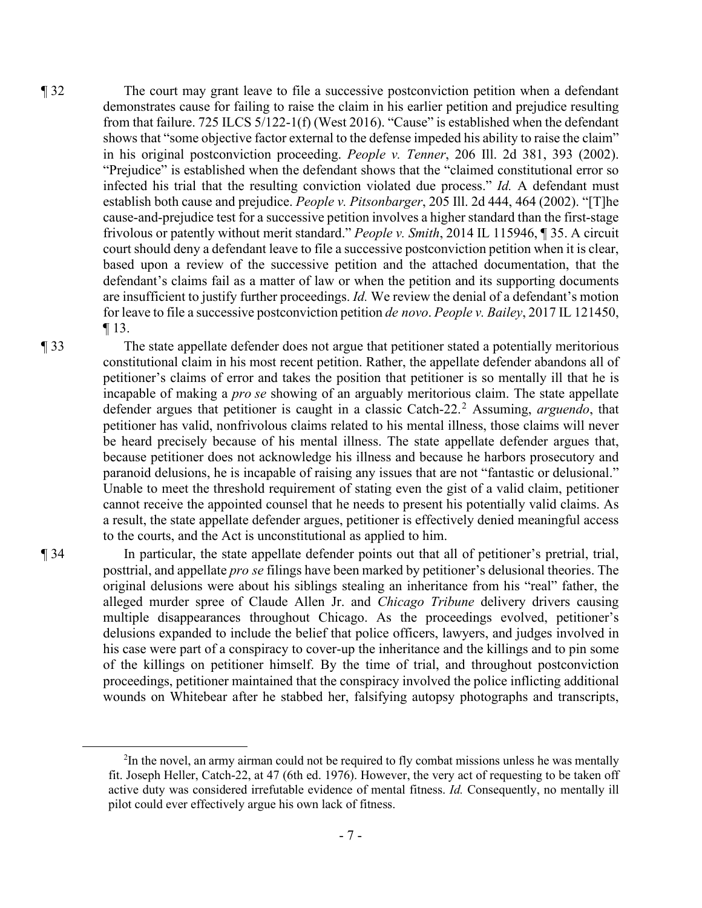¶ 32 The court may grant leave to file a successive postconviction petition when a defendant demonstrates cause for failing to raise the claim in his earlier petition and prejudice resulting from that failure. 725 ILCS 5/122-1(f) (West 2016). "Cause" is established when the defendant shows that "some objective factor external to the defense impeded his ability to raise the claim" in his original postconviction proceeding. *People v. Tenner*, 206 Ill. 2d 381, 393 (2002). "Prejudice" is established when the defendant shows that the "claimed constitutional error so infected his trial that the resulting conviction violated due process." *Id.* A defendant must establish both cause and prejudice. *People v. Pitsonbarger*, 205 Ill. 2d 444, 464 (2002). "[T]he cause-and-prejudice test for a successive petition involves a higher standard than the first-stage frivolous or patently without merit standard." *People v. Smith*, 2014 IL 115946, ¶ 35. A circuit court should deny a defendant leave to file a successive postconviction petition when it is clear, based upon a review of the successive petition and the attached documentation, that the defendant's claims fail as a matter of law or when the petition and its supporting documents are insufficient to justify further proceedings. *Id.* We review the denial of a defendant's motion for leave to file a successive postconviction petition *de novo*. *People v. Bailey*, 2017 IL 121450, ¶ 13.

¶ 33 The state appellate defender does not argue that petitioner stated a potentially meritorious constitutional claim in his most recent petition. Rather, the appellate defender abandons all of petitioner's claims of error and takes the position that petitioner is so mentally ill that he is incapable of making a *pro se* showing of an arguably meritorious claim. The state appellate defender argues that petitioner is caught in a classic Catch-22.[2] Assuming, *arguendo*, that petitioner has valid, nonfrivolous claims related to his mental illness, those claims will never be heard precisely because of his mental illness. The state appellate defender argues that, because petitioner does not acknowledge his illness and because he harbors prosecutory and paranoid delusions, he is incapable of raising any issues that are not "fantastic or delusional." Unable to meet the threshold requirement of stating even the gist of a valid claim, petitioner cannot receive the appointed counsel that he needs to present his potentially valid claims. As a result, the state appellate defender argues, petitioner is effectively denied meaningful access to the courts, and the Act is unconstitutional as applied to him.

¶ 34 In particular, the state appellate defender points out that all of petitioner's pretrial, trial, posttrial, and appellate *pro se* filings have been marked by petitioner's delusional theories. The original delusions were about his siblings stealing an inheritance from his "real" father, the alleged murder spree of Claude Allen Jr. and *Chicago Tribune* delivery drivers causing multiple disappearances throughout Chicago. As the proceedings evolved, petitioner's delusions expanded to include the belief that police officers, lawyers, and judges involved in his case were part of a conspiracy to cover-up the inheritance and the killings and to pin some of the killings on petitioner himself. By the time of trial, and throughout postconviction proceedings, petitioner maintained that the conspiracy involved the police inflicting additional wounds on Whitebear after he stabbed her, falsifying autopsy photographs and transcripts,

[2]In the novel, an army airman could not be required to fly combat missions unless he was mentally fit. Joseph Heller, Catch-22, at 47 (6th ed. 1976). However, the very act of requesting to be taken off active duty was considered irrefutable evidence of mental fitness. *Id.* Consequently, no mentally ill pilot could ever effectively argue his own lack of fitness.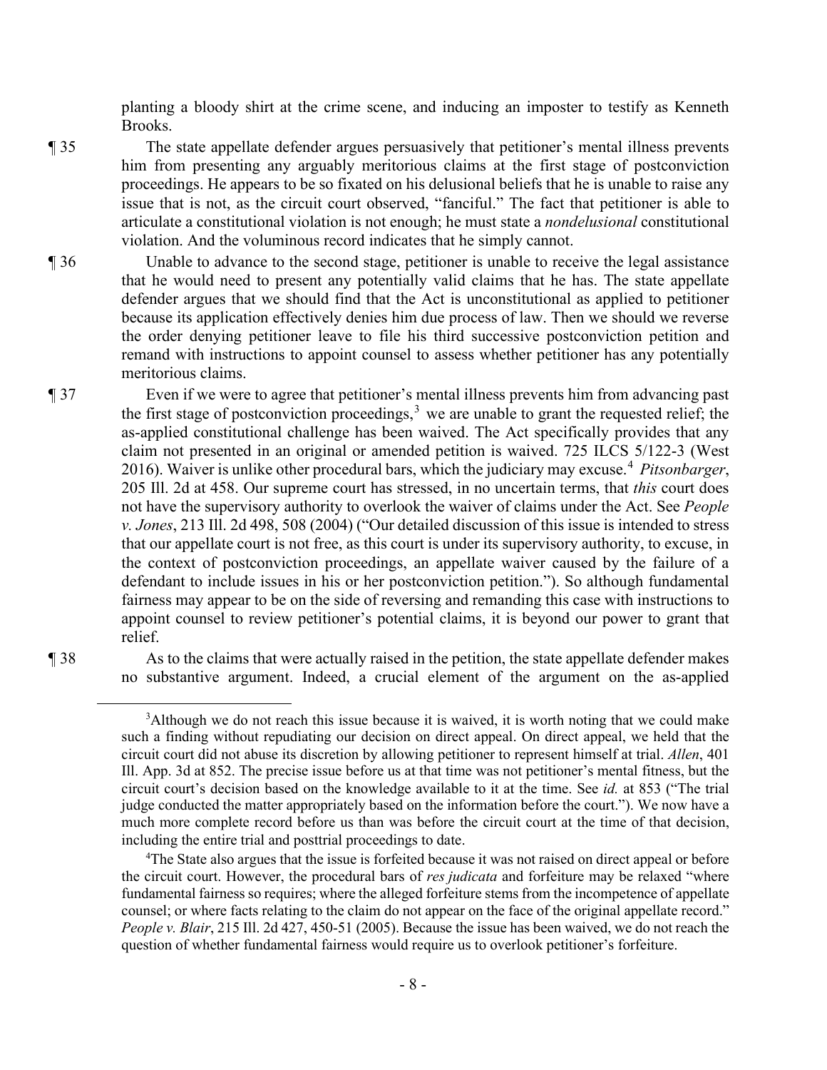planting a bloody shirt at the crime scene, and inducing an imposter to testify as Kenneth Brooks.

¶ 35 The state appellate defender argues persuasively that petitioner's mental illness prevents him from presenting any arguably meritorious claims at the first stage of postconviction proceedings. He appears to be so fixated on his delusional beliefs that he is unable to raise any issue that is not, as the circuit court observed, "fanciful." The fact that petitioner is able to articulate a constitutional violation is not enough; he must state a *nondelusional* constitutional violation. And the voluminous record indicates that he simply cannot.

¶ 36 Unable to advance to the second stage, petitioner is unable to receive the legal assistance that he would need to present any potentially valid claims that he has. The state appellate defender argues that we should find that the Act is unconstitutional as applied to petitioner because its application effectively denies him due process of law. Then we should we reverse the order denying petitioner leave to file his third successive postconviction petition and remand with instructions to appoint counsel to assess whether petitioner has any potentially meritorious claims.

¶ 37 Even if we were to agree that petitioner's mental illness prevents him from advancing past the first stage of postconviction proceedings,[3] we are unable to grant the requested relief; the as-applied constitutional challenge has been waived. The Act specifically provides that any claim not presented in an original or amended petition is waived. 725 ILCS 5/122-3 (West 2016). Waiver is unlike other procedural bars, which the judiciary may excuse.[4] *Pitsonbarger*, 205 Ill. 2d at 458. Our supreme court has stressed, in no uncertain terms, that *this* court does not have the supervisory authority to overlook the waiver of claims under the Act. See *People v. Jones*, 213 Ill. 2d 498, 508 (2004) ("Our detailed discussion of this issue is intended to stress that our appellate court is not free, as this court is under its supervisory authority, to excuse, in the context of postconviction proceedings, an appellate waiver caused by the failure of a defendant to include issues in his or her postconviction petition."). So although fundamental fairness may appear to be on the side of reversing and remanding this case with instructions to appoint counsel to review petitioner's potential claims, it is beyond our power to grant that relief.

¶ 38 As to the claims that were actually raised in the petition, the state appellate defender makes no substantive argument. Indeed, a crucial element of the argument on the as-applied

---

[3]Although we do not reach this issue because it is waived, it is worth noting that we could make such a finding without repudiating our decision on direct appeal. On direct appeal, we held that the circuit court did not abuse its discretion by allowing petitioner to represent himself at trial. *Allen*, 401 Ill. App. 3d at 852. The precise issue before us at that time was not petitioner's mental fitness, but the circuit court's decision based on the knowledge available to it at the time. See *id.* at 853 ("The trial judge conducted the matter appropriately based on the information before the court."). We now have a much more complete record before us than was before the circuit court at the time of that decision, including the entire trial and posttrial proceedings to date.

[4]The State also argues that the issue is forfeited because it was not raised on direct appeal or before the circuit court. However, the procedural bars of *res judicata* and forfeiture may be relaxed "where fundamental fairness so requires; where the alleged forfeiture stems from the incompetence of appellate counsel; or where facts relating to the claim do not appear on the face of the original appellate record." *People v. Blair*, 215 Ill. 2d 427, 450-51 (2005). Because the issue has been waived, we do not reach the question of whether fundamental fairness would require us to overlook petitioner's forfeiture.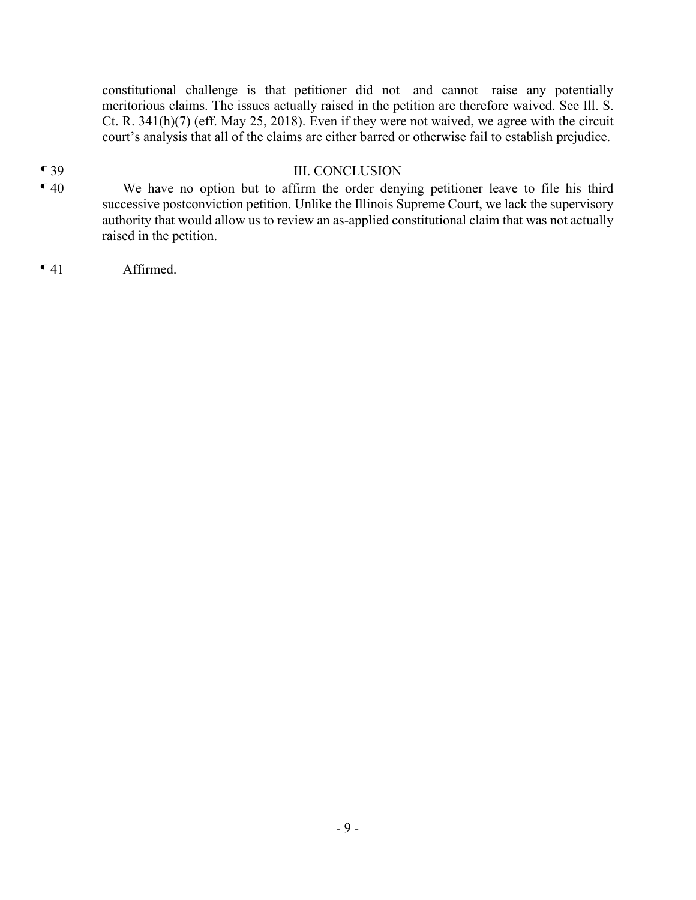constitutional challenge is that petitioner did not—and cannot—raise any potentially meritorious claims. The issues actually raised in the petition are therefore waived. See Ill. S. Ct. R. 341(h)(7) (eff. May 25, 2018). Even if they were not waived, we agree with the circuit court's analysis that all of the claims are either barred or otherwise fail to establish prejudice.

¶ 39 III. CONCLUSION

¶ 40 We have no option but to affirm the order denying petitioner leave to file his third successive postconviction petition. Unlike the Illinois Supreme Court, we lack the supervisory authority that would allow us to review an as-applied constitutional claim that was not actually raised in the petition.

¶ 41 Affirmed.